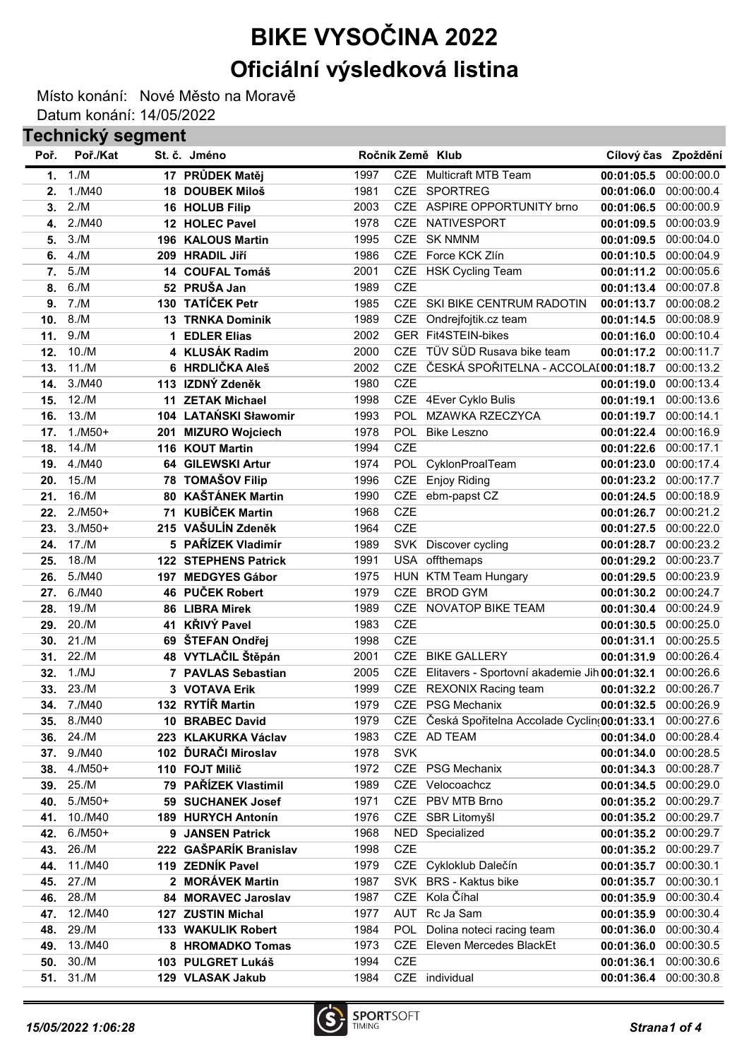# BIKE VYSOČINA 2022

## Oficiální výsledková listina

Místo konání: Nové Město na Moravě

Datum konání: 14/05/2022

### Technický segment

| Poř. | Poř./Kat | St. č. | Jméno | Ročník | Země | Klub | Cílový čas | Zpoždění |
|---|---|---|---|---|---|---|---|---|
| **1.** | 1./M | **17** | **PRŮDEK Matěj** | 1997 | CZE | Multicraft MTB Team | **00:01:05.5** | 00:00:00.0 |
| **2.** | 1./M40 | **18** | **DOUBEK Miloš** | 1981 | CZE | SPORTREG | **00:01:06.0** | 00:00:00.4 |
| **3.** | 2./M | **16** | **HOLUB Filip** | 2003 | CZE | ASPIRE OPPORTUNITY brno | **00:01:06.5** | 00:00:00.9 |
| **4.** | 2./M40 | **12** | **HOLEC Pavel** | 1978 | CZE | NATIVESPORT | **00:01:09.5** | 00:00:03.9 |
| **5.** | 3./M | **196** | **KALOUS Martin** | 1995 | CZE | SK NMNM | **00:01:09.5** | 00:00:04.0 |
| **6.** | 4./M | **209** | **HRADIL Jiří** | 1986 | CZE | Force KCK Zlín | **00:01:10.5** | 00:00:04.9 |
| **7.** | 5./M | **14** | **COUFAL Tomáš** | 2001 | CZE | HSK Cycling Team | **00:01:11.2** | 00:00:05.6 |
| **8.** | 6./M | **52** | **PRUŠA Jan** | 1989 | CZE | | **00:01:13.4** | 00:00:07.8 |
| **9.** | 7./M | **130** | **TATÍČEK Petr** | 1985 | CZE | SKI BIKE CENTRUM RADOTIN | **00:01:13.7** | 00:00:08.2 |
| **10.** | 8./M | **13** | **TRNKA Dominik** | 1989 | CZE | Ondrejfojtik.cz team | **00:01:14.5** | 00:00:08.9 |
| **11.** | 9./M | **1** | **EDLER Elias** | 2002 | GER | Fit4STEIN-bikes | **00:01:16.0** | 00:00:10.4 |
| **12.** | 10./M | **4** | **KLUSÁK Radim** | 2000 | CZE | TÜV SÜD Rusava bike team | **00:01:17.2** | 00:00:11.7 |
| **13.** | 11./M | **6** | **HRDLIČKA Aleš** | 2002 | CZE | ČESKÁ SPOŘITELNA - ACCOLAI | **00:01:18.7** | 00:00:13.2 |
| **14.** | 3./M40 | **113** | **IZDNÝ Zdeněk** | 1980 | CZE | | **00:01:19.0** | 00:00:13.4 |
| **15.** | 12./M | **11** | **ZETAK Michael** | 1998 | CZE | 4Ever Cyklo Bulis | **00:01:19.1** | 00:00:13.6 |
| **16.** | 13./M | **104** | **LATAŃSKI Sławomir** | 1993 | POL | MZAWKA RZECZYCA | **00:01:19.7** | 00:00:14.1 |
| **17.** | 1./M50+ | **201** | **MIZURO Wojciech** | 1978 | POL | Bike Leszno | **00:01:22.4** | 00:00:16.9 |
| **18.** | 14./M | **116** | **KOUT Martin** | 1994 | CZE | | **00:01:22.6** | 00:00:17.1 |
| **19.** | 4./M40 | **64** | **GILEWSKI Artur** | 1974 | POL | CyklonProalTeam | **00:01:23.0** | 00:00:17.4 |
| **20.** | 15./M | **78** | **TOMAŠOV Filip** | 1996 | CZE | Enjoy Riding | **00:01:23.2** | 00:00:17.7 |
| **21.** | 16./M | **80** | **KAŠTÁNEK Martin** | 1990 | CZE | ebm-papst CZ | **00:01:24.5** | 00:00:18.9 |
| **22.** | 2./M50+ | **71** | **KUBÍČEK Martin** | 1968 | CZE | | **00:01:26.7** | 00:00:21.2 |
| **23.** | 3./M50+ | **215** | **VAŠULÍN Zdeněk** | 1964 | CZE | | **00:01:27.5** | 00:00:22.0 |
| **24.** | 17./M | **5** | **PAŘÍZEK Vladimír** | 1989 | SVK | Discover cycling | **00:01:28.7** | 00:00:23.2 |
| **25.** | 18./M | **122** | **STEPHENS Patrick** | 1991 | USA | offthemaps | **00:01:29.2** | 00:00:23.7 |
| **26.** | 5./M40 | **197** | **MEDGYES Gábor** | 1975 | HUN | KTM Team Hungary | **00:01:29.5** | 00:00:23.9 |
| **27.** | 6./M40 | **46** | **PUČEK Robert** | 1979 | CZE | BROD GYM | **00:01:30.2** | 00:00:24.7 |
| **28.** | 19./M | **86** | **LIBRA Mirek** | 1989 | CZE | NOVATOP BIKE TEAM | **00:01:30.4** | 00:00:24.9 |
| **29.** | 20./M | **41** | **KŘIVÝ Pavel** | 1983 | CZE | | **00:01:30.5** | 00:00:25.0 |
| **30.** | 21./M | **69** | **ŠTEFAN Ondřej** | 1998 | CZE | | **00:01:31.1** | 00:00:25.5 |
| **31.** | 22./M | **48** | **VYTLAČIL Štěpán** | 2001 | CZE | BIKE GALLERY | **00:01:31.9** | 00:00:26.4 |
| **32.** | 1./MJ | **7** | **PAVLAS Sebastian** | 2005 | CZE | Elitavers - Sportovní akademie Jih | **00:01:32.1** | 00:00:26.6 |
| **33.** | 23./M | **3** | **VOTAVA Erik** | 1999 | CZE | REXONIX Racing team | **00:01:32.2** | 00:00:26.7 |
| **34.** | 7./M40 | **132** | **RYTÍŘ Martin** | 1979 | CZE | PSG Mechanix | **00:01:32.5** | 00:00:26.9 |
| **35.** | 8./M40 | **10** | **BRABEC David** | 1979 | CZE | Česká Spořitelna Accolade Cyclin | **00:01:33.1** | 00:00:27.6 |
| **36.** | 24./M | **223** | **KLAKURKA Václav** | 1983 | CZE | AD TEAM | **00:01:34.0** | 00:00:28.4 |
| **37.** | 9./M40 | **102** | **ĎURAČI Miroslav** | 1978 | SVK | | **00:01:34.0** | 00:00:28.5 |
| **38.** | 4./M50+ | **110** | **FOJT Milič** | 1972 | CZE | PSG Mechanix | **00:01:34.3** | 00:00:28.7 |
| **39.** | 25./M | **79** | **PAŘÍZEK Vlastimil** | 1989 | CZE | Velocoachcz | **00:01:34.5** | 00:00:29.0 |
| **40.** | 5./M50+ | **59** | **SUCHANEK Josef** | 1971 | CZE | PBV MTB Brno | **00:01:35.2** | 00:00:29.7 |
| **41.** | 10./M40 | **189** | **HURYCH Antonín** | 1976 | CZE | SBR Litomyšl | **00:01:35.2** | 00:00:29.7 |
| **42.** | 6./M50+ | **9** | **JANSEN Patrick** | 1968 | NED | Specialized | **00:01:35.2** | 00:00:29.7 |
| **43.** | 26./M | **222** | **GAŠPARÍK Branislav** | 1998 | CZE | | **00:01:35.2** | 00:00:29.7 |
| **44.** | 11./M40 | **119** | **ZEDNÍK Pavel** | 1979 | CZE | Cykloklub Dalečín | **00:01:35.7** | 00:00:30.1 |
| **45.** | 27./M | **2** | **MORÁVEK Martin** | 1987 | SVK | BRS - Kaktus bike | **00:01:35.7** | 00:00:30.1 |
| **46.** | 28./M | **84** | **MORAVEC Jaroslav** | 1987 | CZE | Kola Číhal | **00:01:35.9** | 00:00:30.4 |
| **47.** | 12./M40 | **127** | **ZUSTIN Michal** | 1977 | AUT | Rc Ja Sam | **00:01:35.9** | 00:00:30.4 |
| **48.** | 29./M | **133** | **WAKULIK Robert** | 1984 | POL | Dolina noteci racing team | **00:01:36.0** | 00:00:30.4 |
| **49.** | 13./M40 | **8** | **HROMADKO Tomas** | 1973 | CZE | Eleven Mercedes BlackEt | **00:01:36.0** | 00:00:30.5 |
| **50.** | 30./M | **103** | **PULGRET Lukáš** | 1994 | CZE | | **00:01:36.1** | 00:00:30.6 |
| **51.** | 31./M | **129** | **VLASAK Jakub** | 1984 | CZE | individual | **00:01:36.4** | 00:00:30.8 |

*15/05/2022 1:06:28*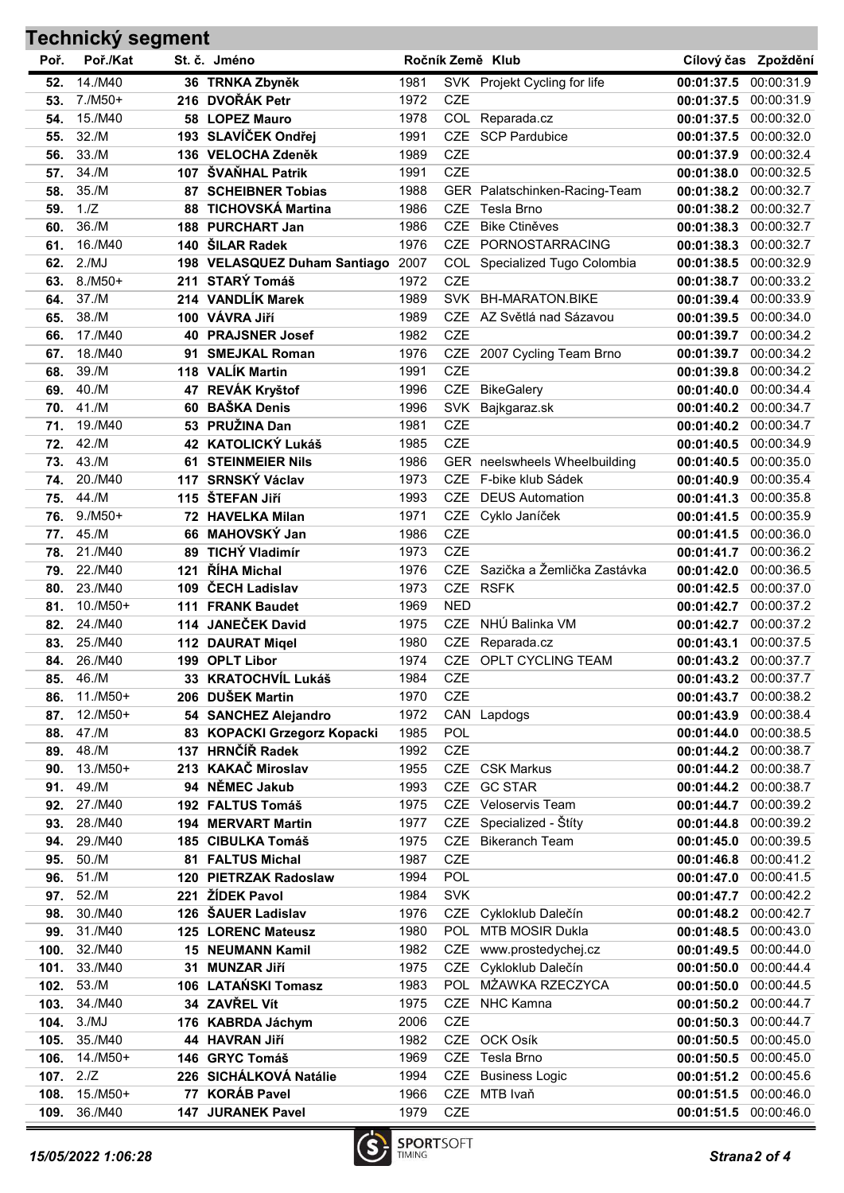## Technický segment

| Poř. | Poř./Kat | St. č. | Jméno | Ročník | Země | Klub | Cílový čas | Zpoždění |
|---|---|---|---|---|---|---|---|---|
| **52.** | 14./M40 | **36** | **TRNKA Zbyněk** | 1981 | SVK | Projekt Cycling for life | **00:01:37.5** | 00:00:31.9 |
| **53.** | 7./M50+ | **216** | **DVOŘÁK Petr** | 1972 | CZE | | **00:01:37.5** | 00:00:31.9 |
| **54.** | 15./M40 | **58** | **LOPEZ Mauro** | 1978 | COL | Reparada.cz | **00:01:37.5** | 00:00:32.0 |
| **55.** | 32./M | **193** | **SLAVÍČEK Ondřej** | 1991 | CZE | SCP Pardubice | **00:01:37.5** | 00:00:32.0 |
| **56.** | 33./M | **136** | **VELOCHA Zdeněk** | 1989 | CZE | | **00:01:37.9** | 00:00:32.4 |
| **57.** | 34./M | **107** | **ŠVAŇHAL Patrik** | 1991 | CZE | | **00:01:38.0** | 00:00:32.5 |
| **58.** | 35./M | **87** | **SCHEIBNER Tobias** | 1988 | GER | Palatschinken-Racing-Team | **00:01:38.2** | 00:00:32.7 |
| **59.** | 1./Z | **88** | **TICHOVSKÁ Martina** | 1986 | CZE | Tesla Brno | **00:01:38.2** | 00:00:32.7 |
| **60.** | 36./M | **188** | **PURCHART Jan** | 1986 | CZE | Bike Ctiněves | **00:01:38.3** | 00:00:32.7 |
| **61.** | 16./M40 | **140** | **ŠILAR Radek** | 1976 | CZE | PORNOSTARRACING | **00:01:38.3** | 00:00:32.7 |
| **62.** | 2./MJ | **198** | **VELASQUEZ Duham Santiago** | 2007 | COL | Specialized Tugo Colombia | **00:01:38.5** | 00:00:32.9 |
| **63.** | 8./M50+ | **211** | **STARÝ Tomáš** | 1972 | CZE | | **00:01:38.7** | 00:00:33.2 |
| **64.** | 37./M | **214** | **VANDLÍK Marek** | 1989 | SVK | BH-MARATON.BIKE | **00:01:39.4** | 00:00:33.9 |
| **65.** | 38./M | **100** | **VÁVRA Jiří** | 1989 | CZE | AZ Světlá nad Sázavou | **00:01:39.5** | 00:00:34.0 |
| **66.** | 17./M40 | **40** | **PRAJSNER Josef** | 1982 | CZE | | **00:01:39.7** | 00:00:34.2 |
| **67.** | 18./M40 | **91** | **SMEJKAL Roman** | 1976 | CZE | 2007 Cycling Team Brno | **00:01:39.7** | 00:00:34.2 |
| **68.** | 39./M | **118** | **VALÍK Martin** | 1991 | CZE | | **00:01:39.8** | 00:00:34.2 |
| **69.** | 40./M | **47** | **REVÁK Kryštof** | 1996 | CZE | BikeGalery | **00:01:40.0** | 00:00:34.4 |
| **70.** | 41./M | **60** | **BAŠKA Denis** | 1996 | SVK | Bajkgaraz.sk | **00:01:40.2** | 00:00:34.7 |
| **71.** | 19./M40 | **53** | **PRUŽINA Dan** | 1981 | CZE | | **00:01:40.2** | 00:00:34.7 |
| **72.** | 42./M | **42** | **KATOLICKÝ Lukáš** | 1985 | CZE | | **00:01:40.5** | 00:00:34.9 |
| **73.** | 43./M | **61** | **STEINMEIER Nils** | 1986 | GER | neelswheels Wheelbuilding | **00:01:40.5** | 00:00:35.0 |
| **74.** | 20./M40 | **117** | **SRNSKÝ Václav** | 1973 | CZE | F-bike klub Sádek | **00:01:40.9** | 00:00:35.4 |
| **75.** | 44./M | **115** | **ŠTEFAN Jiří** | 1993 | CZE | DEUS Automation | **00:01:41.3** | 00:00:35.8 |
| **76.** | 9./M50+ | **72** | **HAVELKA Milan** | 1971 | CZE | Cyklo Janíček | **00:01:41.5** | 00:00:35.9 |
| **77.** | 45./M | **66** | **MAHOVSKÝ Jan** | 1986 | CZE | | **00:01:41.5** | 00:00:36.0 |
| **78.** | 21./M40 | **89** | **TICHÝ Vladimír** | 1973 | CZE | | **00:01:41.7** | 00:00:36.2 |
| **79.** | 22./M40 | **121** | **ŘÍHA Michal** | 1976 | CZE | Sazička a Žemlička Zastávka | **00:01:42.0** | 00:00:36.5 |
| **80.** | 23./M40 | **109** | **ČECH Ladislav** | 1973 | CZE | RSFK | **00:01:42.5** | 00:00:37.0 |
| **81.** | 10./M50+ | **111** | **FRANK Baudet** | 1969 | NED | | **00:01:42.7** | 00:00:37.2 |
| **82.** | 24./M40 | **114** | **JANEČEK David** | 1975 | CZE | NHÚ Balinka VM | **00:01:42.7** | 00:00:37.2 |
| **83.** | 25./M40 | **112** | **DAURAT Miqel** | 1980 | CZE | Reparada.cz | **00:01:43.1** | 00:00:37.5 |
| **84.** | 26./M40 | **199** | **OPLT Libor** | 1974 | CZE | OPLT CYCLING TEAM | **00:01:43.2** | 00:00:37.7 |
| **85.** | 46./M | **33** | **KRATOCHVÍL Lukáš** | 1984 | CZE | | **00:01:43.2** | 00:00:37.7 |
| **86.** | 11./M50+ | **206** | **DUŠEK Martin** | 1970 | CZE | | **00:01:43.7** | 00:00:38.2 |
| **87.** | 12./M50+ | **54** | **SANCHEZ Alejandro** | 1972 | CAN | Lapdogs | **00:01:43.9** | 00:00:38.4 |
| **88.** | 47./M | **83** | **KOPACKI Grzegorz Kopacki** | 1985 | POL | | **00:01:44.0** | 00:00:38.5 |
| **89.** | 48./M | **137** | **HRNČÍŘ Radek** | 1992 | CZE | | **00:01:44.2** | 00:00:38.7 |
| **90.** | 13./M50+ | **213** | **KAKAČ Miroslav** | 1955 | CZE | CSK Markus | **00:01:44.2** | 00:00:38.7 |
| **91.** | 49./M | **94** | **NĚMEC Jakub** | 1993 | CZE | GC STAR | **00:01:44.2** | 00:00:38.7 |
| **92.** | 27./M40 | **192** | **FALTUS Tomáš** | 1975 | CZE | Veloservis Team | **00:01:44.7** | 00:00:39.2 |
| **93.** | 28./M40 | **194** | **MERVART Martin** | 1977 | CZE | Specialized - Štíty | **00:01:44.8** | 00:00:39.2 |
| **94.** | 29./M40 | **185** | **CIBULKA Tomáš** | 1975 | CZE | Bikeranch Team | **00:01:45.0** | 00:00:39.5 |
| **95.** | 50./M | **81** | **FALTUS Michal** | 1987 | CZE | | **00:01:46.8** | 00:00:41.2 |
| **96.** | 51./M | **120** | **PIETRZAK Radoslaw** | 1994 | POL | | **00:01:47.0** | 00:00:41.5 |
| **97.** | 52./M | **221** | **ŽÍDEK Pavol** | 1984 | SVK | | **00:01:47.7** | 00:00:42.2 |
| **98.** | 30./M40 | **126** | **ŠAUER Ladislav** | 1976 | CZE | Cykloklub Dalečín | **00:01:48.2** | 00:00:42.7 |
| **99.** | 31./M40 | **125** | **LORENC Mateusz** | 1980 | POL | MTB MOSIR Dukla | **00:01:48.5** | 00:00:43.0 |
| **100.** | 32./M40 | **15** | **NEUMANN Kamil** | 1982 | CZE | www.prostedychej.cz | **00:01:49.5** | 00:00:44.0 |
| **101.** | 33./M40 | **31** | **MUNZAR Jiří** | 1975 | CZE | Cykloklub Dalečín | **00:01:50.0** | 00:00:44.4 |
| **102.** | 53./M | **106** | **LATAŃSKI Tomasz** | 1983 | POL | MŻAWKA RZECZYCA | **00:01:50.0** | 00:00:44.5 |
| **103.** | 34./M40 | **34** | **ZAVŘEL Vít** | 1975 | CZE | NHC Kamna | **00:01:50.2** | 00:00:44.7 |
| **104.** | 3./MJ | **176** | **KABRDA Jáchym** | 2006 | CZE | | **00:01:50.3** | 00:00:44.7 |
| **105.** | 35./M40 | **44** | **HAVRAN Jiří** | 1982 | CZE | OCK Osík | **00:01:50.5** | 00:00:45.0 |
| **106.** | 14./M50+ | **146** | **GRYC Tomáš** | 1969 | CZE | Tesla Brno | **00:01:50.5** | 00:00:45.0 |
| **107.** | 2./Z | **226** | **SICHÁLKOVÁ Natálie** | 1994 | CZE | Business Logic | **00:01:51.2** | 00:00:45.6 |
| **108.** | 15./M50+ | **77** | **KORÁB Pavel** | 1966 | CZE | MTB Ivaň | **00:01:51.5** | 00:00:46.0 |
| **109.** | 36./M40 | **147** | **JURANEK Pavel** | 1979 | CZE | | **00:01:51.5** | 00:00:46.0 |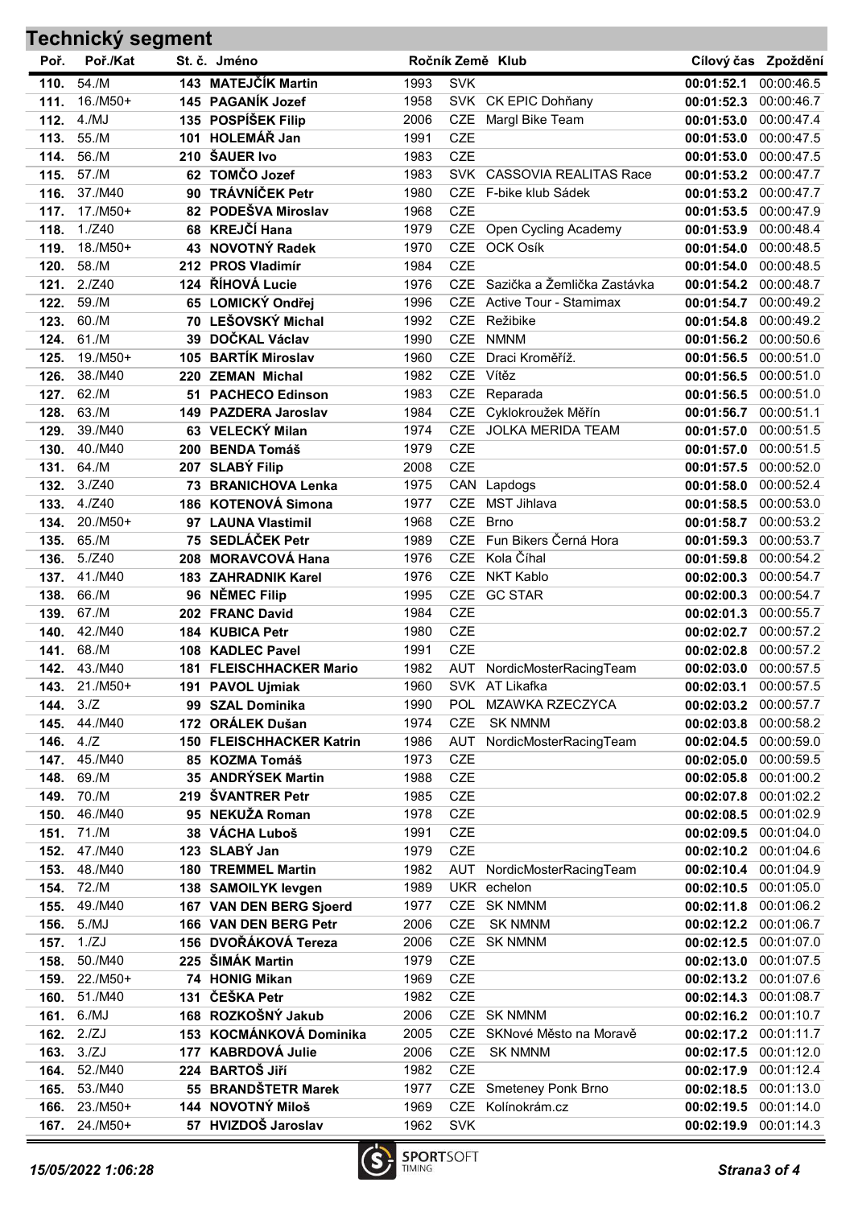# Technický segment

| Poř. | Poř./Kat | St. č. | Jméno | Ročník | Země | Klub | Cílový čas | Zpoždění |
|---|---|---|---|---|---|---|---|---|
| 110. | 54./M | 143 | MATEJČÍK Martin | 1993 | SVK | | 00:01:52.1 | 00:00:46.5 |
| 111. | 16./M50+ | 145 | PAGANÍK Jozef | 1958 | SVK | CK EPIC Dohňany | 00:01:52.3 | 00:00:46.7 |
| 112. | 4./MJ | 135 | POSPÍŠEK Filip | 2006 | CZE | Margl Bike Team | 00:01:53.0 | 00:00:47.4 |
| 113. | 55./M | 101 | HOLEMÁŘ Jan | 1991 | CZE | | 00:01:53.0 | 00:00:47.5 |
| 114. | 56./M | 210 | ŠAUER Ivo | 1983 | CZE | | 00:01:53.0 | 00:00:47.5 |
| 115. | 57./M | 62 | TOMČO Jozef | 1983 | SVK | CASSOVIA REALITAS Race | 00:01:53.2 | 00:00:47.7 |
| 116. | 37./M40 | 90 | TRÁVNÍČEK Petr | 1980 | CZE | F-bike klub Sádek | 00:01:53.2 | 00:00:47.7 |
| 117. | 17./M50+ | 82 | PODEŠVA Miroslav | 1968 | CZE | | 00:01:53.5 | 00:00:47.9 |
| 118. | 1./Z40 | 68 | KREJČÍ Hana | 1979 | CZE | Open Cycling Academy | 00:01:53.9 | 00:00:48.4 |
| 119. | 18./M50+ | 43 | NOVOTNÝ Radek | 1970 | CZE | OCK Osík | 00:01:54.0 | 00:00:48.5 |
| 120. | 58./M | 212 | PROS Vladimír | 1984 | CZE | | 00:01:54.0 | 00:00:48.5 |
| 121. | 2./Z40 | 124 | ŘÍHOVÁ Lucie | 1976 | CZE | Sazička a Žemlička Zastávka | 00:01:54.2 | 00:00:48.7 |
| 122. | 59./M | 65 | LOMICKÝ Ondřej | 1996 | CZE | Active Tour - Stamimax | 00:01:54.7 | 00:00:49.2 |
| 123. | 60./M | 70 | LEŠOVSKÝ Michal | 1992 | CZE | Režibike | 00:01:54.8 | 00:00:49.2 |
| 124. | 61./M | 39 | DOČKAL Václav | 1990 | CZE | NMNM | 00:01:56.2 | 00:00:50.6 |
| 125. | 19./M50+ | 105 | BARTÍK Miroslav | 1960 | CZE | Draci Kroměříž. | 00:01:56.5 | 00:00:51.0 |
| 126. | 38./M40 | 220 | ZEMAN Michal | 1982 | CZE | Vítěz | 00:01:56.5 | 00:00:51.0 |
| 127. | 62./M | 51 | PACHECO Edinson | 1983 | CZE | Reparada | 00:01:56.5 | 00:00:51.0 |
| 128. | 63./M | 149 | PAZDERA Jaroslav | 1984 | CZE | Cyklokroužek Měřín | 00:01:56.7 | 00:00:51.1 |
| 129. | 39./M40 | 63 | VELECKÝ Milan | 1974 | CZE | JOLKA MERIDA TEAM | 00:01:57.0 | 00:00:51.5 |
| 130. | 40./M40 | 200 | BENDA Tomáš | 1979 | CZE | | 00:01:57.0 | 00:00:51.5 |
| 131. | 64./M | 207 | SLABÝ Filip | 2008 | CZE | | 00:01:57.5 | 00:00:52.0 |
| 132. | 3./Z40 | 73 | BRANICHOVA Lenka | 1975 | CAN | Lapdogs | 00:01:58.0 | 00:00:52.4 |
| 133. | 4./Z40 | 186 | KOTENOVÁ Simona | 1977 | CZE | MST Jihlava | 00:01:58.5 | 00:00:53.0 |
| 134. | 20./M50+ | 97 | LAUNA Vlastimil | 1968 | CZE | Brno | 00:01:58.7 | 00:00:53.2 |
| 135. | 65./M | 75 | SEDLÁČEK Petr | 1989 | CZE | Fun Bikers Černá Hora | 00:01:59.3 | 00:00:53.7 |
| 136. | 5./Z40 | 208 | MORAVCOVÁ Hana | 1976 | CZE | Kola Číhal | 00:01:59.8 | 00:00:54.2 |
| 137. | 41./M40 | 183 | ZAHRADNIK Karel | 1976 | CZE | NKT Kablo | 00:02:00.3 | 00:00:54.7 |
| 138. | 66./M | 96 | NĚMEC Filip | 1995 | CZE | GC STAR | 00:02:00.3 | 00:00:54.7 |
| 139. | 67./M | 202 | FRANC David | 1984 | CZE | | 00:02:01.3 | 00:00:55.7 |
| 140. | 42./M40 | 184 | KUBICA Petr | 1980 | CZE | | 00:02:02.7 | 00:00:57.2 |
| 141. | 68./M | 108 | KADLEC Pavel | 1991 | CZE | | 00:02:02.8 | 00:00:57.2 |
| 142. | 43./M40 | 181 | FLEISCHHACKER Mario | 1982 | AUT | NordicMosterRacingTeam | 00:02:03.0 | 00:00:57.5 |
| 143. | 21./M50+ | 191 | PAVOL Ujmiak | 1960 | SVK | AT Likafka | 00:02:03.1 | 00:00:57.5 |
| 144. | 3./Z | 99 | SZAL Dominika | 1990 | POL | MZAWKA RZECZYCA | 00:02:03.2 | 00:00:57.7 |
| 145. | 44./M40 | 172 | ORÁLEK Dušan | 1974 | CZE | SK NMNM | 00:02:03.8 | 00:00:58.2 |
| 146. | 4./Z | 150 | FLEISCHHACKER Katrin | 1986 | AUT | NordicMosterRacingTeam | 00:02:04.5 | 00:00:59.0 |
| 147. | 45./M40 | 85 | KOZMA Tomáš | 1973 | CZE | | 00:02:05.0 | 00:00:59.5 |
| 148. | 69./M | 35 | ANDRÝSEK Martin | 1988 | CZE | | 00:02:05.8 | 00:01:00.2 |
| 149. | 70./M | 219 | ŠVANTRER Petr | 1985 | CZE | | 00:02:07.8 | 00:01:02.2 |
| 150. | 46./M40 | 95 | NEKUŽA Roman | 1978 | CZE | | 00:02:08.5 | 00:01:02.9 |
| 151. | 71./M | 38 | VÁCHA Luboš | 1991 | CZE | | 00:02:09.5 | 00:01:04.0 |
| 152. | 47./M40 | 123 | SLABÝ Jan | 1979 | CZE | | 00:02:10.2 | 00:01:04.6 |
| 153. | 48./M40 | 180 | TREMMEL Martin | 1982 | AUT | NordicMosterRacingTeam | 00:02:10.4 | 00:01:04.9 |
| 154. | 72./M | 138 | SAMOILYK Ievgen | 1989 | UKR | echelon | 00:02:10.5 | 00:01:05.0 |
| 155. | 49./M40 | 167 | VAN DEN BERG Sjoerd | 1977 | CZE | SK NMNM | 00:02:11.8 | 00:01:06.2 |
| 156. | 5./MJ | 166 | VAN DEN BERG Petr | 2006 | CZE | SK NMNM | 00:02:12.2 | 00:01:06.7 |
| 157. | 1./ZJ | 156 | DVOŘÁKOVÁ Tereza | 2006 | CZE | SK NMNM | 00:02:12.5 | 00:01:07.0 |
| 158. | 50./M40 | 225 | ŠIMÁK Martin | 1979 | CZE | | 00:02:13.0 | 00:01:07.5 |
| 159. | 22./M50+ | 74 | HONIG Mikan | 1969 | CZE | | 00:02:13.2 | 00:01:07.6 |
| 160. | 51./M40 | 131 | ČEŠKA Petr | 1982 | CZE | | 00:02:14.3 | 00:01:08.7 |
| 161. | 6./MJ | 168 | ROZKOŠNÝ Jakub | 2006 | CZE | SK NMNM | 00:02:16.2 | 00:01:10.7 |
| 162. | 2./ZJ | 153 | KOCMÁNKOVÁ Dominika | 2005 | CZE | SKNové Město na Moravě | 00:02:17.2 | 00:01:11.7 |
| 163. | 3./ZJ | 177 | KABRDOVÁ Julie | 2006 | CZE | SK NMNM | 00:02:17.5 | 00:01:12.0 |
| 164. | 52./M40 | 224 | BARTOŠ Jiří | 1982 | CZE | | 00:02:17.9 | 00:01:12.4 |
| 165. | 53./M40 | 55 | BRANDŠTETR Marek | 1977 | CZE | Smeteney Ponk Brno | 00:02:18.5 | 00:01:13.0 |
| 166. | 23./M50+ | 144 | NOVOTNÝ Miloš | 1969 | CZE | Kolínokrám.cz | 00:02:19.5 | 00:01:14.0 |
| 167. | 24./M50+ | 57 | HVIZDOŠ Jaroslav | 1962 | SVK | | 00:02:19.9 | 00:01:14.3 |

*15/05/2022 1:06:28*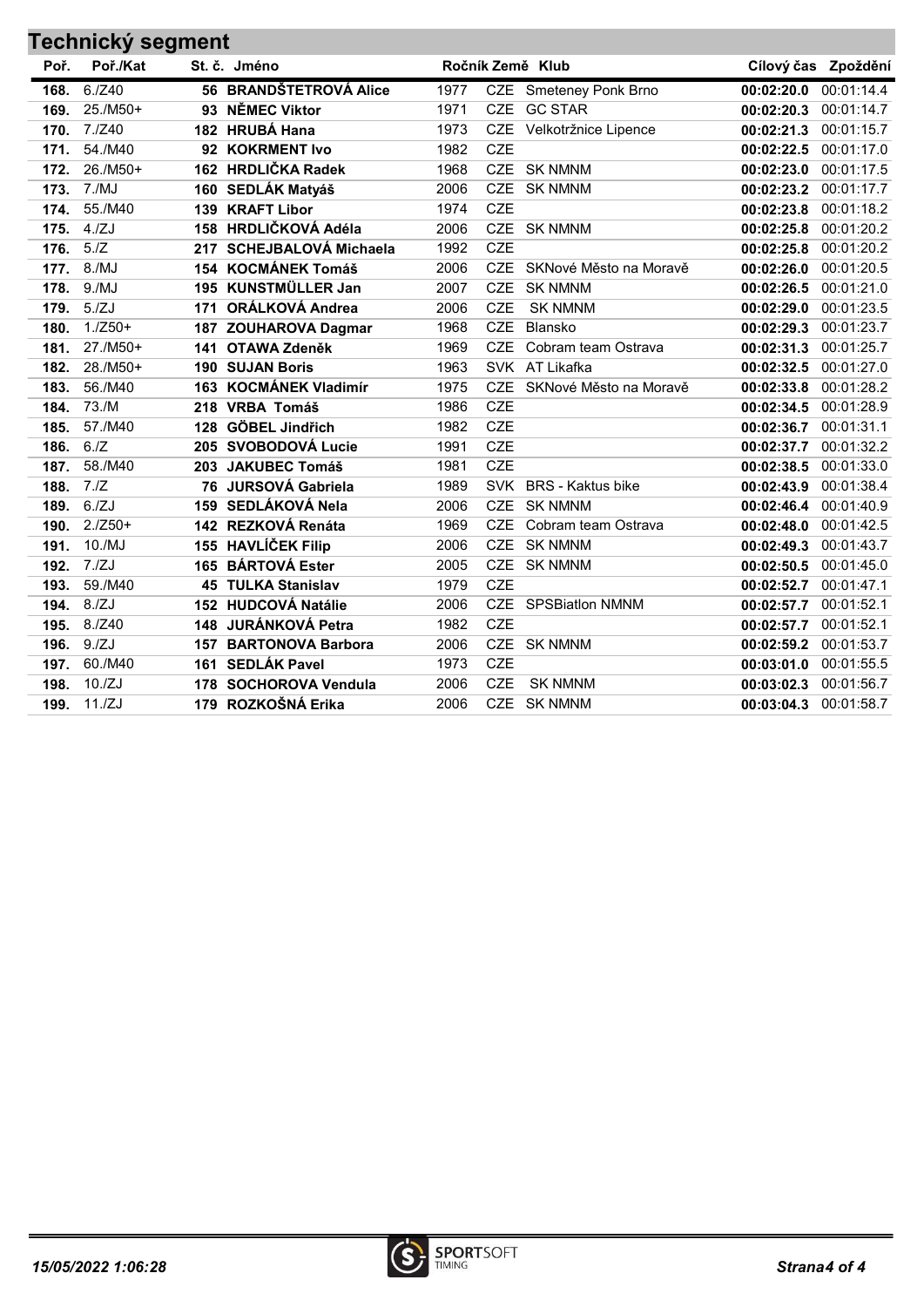## Technický segment

| Poř. | Poř./Kat | St. č. | Jméno | Ročník | Země | Klub | Cílový čas | Zpoždění |
|---|---|---|---|---|---|---|---|---|
| **168.** | 6./Z40 | **56** | **BRANDŠTETROVÁ Alice** | 1977 | CZE | Smeteney Ponk Brno | **00:02:20.0** | 00:01:14.4 |
| **169.** | 25./M50+ | **93** | **NĚMEC Viktor** | 1971 | CZE | GC STAR | **00:02:20.3** | 00:01:14.7 |
| **170.** | 7./Z40 | **182** | **HRUBÁ Hana** | 1973 | CZE | Velkotržnice Lipence | **00:02:21.3** | 00:01:15.7 |
| **171.** | 54./M40 | **92** | **KOKRMENT Ivo** | 1982 | CZE | | **00:02:22.5** | 00:01:17.0 |
| **172.** | 26./M50+ | **162** | **HRDLIČKA Radek** | 1968 | CZE | SK NMNM | **00:02:23.0** | 00:01:17.5 |
| **173.** | 7./MJ | **160** | **SEDLÁK Matyáš** | 2006 | CZE | SK NMNM | **00:02:23.2** | 00:01:17.7 |
| **174.** | 55./M40 | **139** | **KRAFT Libor** | 1974 | CZE | | **00:02:23.8** | 00:01:18.2 |
| **175.** | 4./ZJ | **158** | **HRDLIČKOVÁ Adéla** | 2006 | CZE | SK NMNM | **00:02:25.8** | 00:01:20.2 |
| **176.** | 5./Z | **217** | **SCHEJBALOVÁ Michaela** | 1992 | CZE | | **00:02:25.8** | 00:01:20.2 |
| **177.** | 8./MJ | **154** | **KOCMÁNEK Tomáš** | 2006 | CZE | SKNové Město na Moravě | **00:02:26.0** | 00:01:20.5 |
| **178.** | 9./MJ | **195** | **KUNSTMÜLLER Jan** | 2007 | CZE | SK NMNM | **00:02:26.5** | 00:01:21.0 |
| **179.** | 5./ZJ | **171** | **ORÁLKOVÁ Andrea** | 2006 | CZE | SK NMNM | **00:02:29.0** | 00:01:23.5 |
| **180.** | 1./Z50+ | **187** | **ZOUHAROVA Dagmar** | 1968 | CZE | Blansko | **00:02:29.3** | 00:01:23.7 |
| **181.** | 27./M50+ | **141** | **OTAWA Zdeněk** | 1969 | CZE | Cobram team Ostrava | **00:02:31.3** | 00:01:25.7 |
| **182.** | 28./M50+ | **190** | **SUJAN Boris** | 1963 | SVK | AT Likafka | **00:02:32.5** | 00:01:27.0 |
| **183.** | 56./M40 | **163** | **KOCMÁNEK Vladimír** | 1975 | CZE | SKNové Město na Moravě | **00:02:33.8** | 00:01:28.2 |
| **184.** | 73./M | **218** | **VRBA Tomáš** | 1986 | CZE | | **00:02:34.5** | 00:01:28.9 |
| **185.** | 57./M40 | **128** | **GÖBEL Jindřich** | 1982 | CZE | | **00:02:36.7** | 00:01:31.1 |
| **186.** | 6./Z | **205** | **SVOBODOVÁ Lucie** | 1991 | CZE | | **00:02:37.7** | 00:01:32.2 |
| **187.** | 58./M40 | **203** | **JAKUBEC Tomáš** | 1981 | CZE | | **00:02:38.5** | 00:01:33.0 |
| **188.** | 7./Z | **76** | **JURSOVÁ Gabriela** | 1989 | SVK | BRS - Kaktus bike | **00:02:43.9** | 00:01:38.4 |
| **189.** | 6./ZJ | **159** | **SEDLÁKOVÁ Nela** | 2006 | CZE | SK NMNM | **00:02:46.4** | 00:01:40.9 |
| **190.** | 2./Z50+ | **142** | **REZKOVÁ Renáta** | 1969 | CZE | Cobram team Ostrava | **00:02:48.0** | 00:01:42.5 |
| **191.** | 10./MJ | **155** | **HAVLÍČEK Filip** | 2006 | CZE | SK NMNM | **00:02:49.3** | 00:01:43.7 |
| **192.** | 7./ZJ | **165** | **BÁRTOVÁ Ester** | 2005 | CZE | SK NMNM | **00:02:50.5** | 00:01:45.0 |
| **193.** | 59./M40 | **45** | **TULKA Stanislav** | 1979 | CZE | | **00:02:52.7** | 00:01:47.1 |
| **194.** | 8./ZJ | **152** | **HUDCOVÁ Natálie** | 2006 | CZE | SPSBiatlon NMNM | **00:02:57.7** | 00:01:52.1 |
| **195.** | 8./Z40 | **148** | **JURÁNKOVÁ Petra** | 1982 | CZE | | **00:02:57.7** | 00:01:52.1 |
| **196.** | 9./ZJ | **157** | **BARTONOVA Barbora** | 2006 | CZE | SK NMNM | **00:02:59.2** | 00:01:53.7 |
| **197.** | 60./M40 | **161** | **SEDLÁK Pavel** | 1973 | CZE | | **00:03:01.0** | 00:01:55.5 |
| **198.** | 10./ZJ | **178** | **SOCHOROVA Vendula** | 2006 | CZE | SK NMNM | **00:03:02.3** | 00:01:56.7 |
| **199.** | 11./ZJ | **179** | **ROZKOŠNÁ Erika** | 2006 | CZE | SK NMNM | **00:03:04.3** | 00:01:58.7 |

*15/05/2022 1:06:28*

SPORTSOFT TIMING